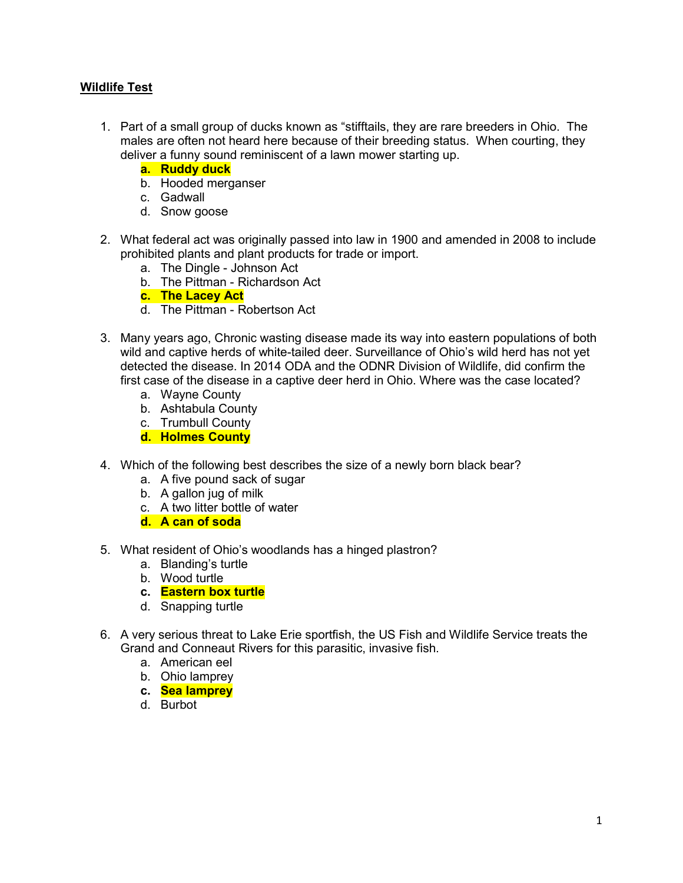**Wildlife Test**

1. Part of a small group of ducks known as "stifftails, they are rare breeders in Ohio. The males are often not heard here because of their breeding status. When courting, they deliver a funny sound reminiscent of a lawn mower starting up.
    a. **Ruddy duck**
    b. Hooded merganser
    c. Gadwall
    d. Snow goose

2. What federal act was originally passed into law in 1900 and amended in 2008 to include prohibited plants and plant products for trade or import.
    a. The Dingle - Johnson Act
    b. The Pittman - Richardson Act
    c. **The Lacey Act**
    d. The Pittman - Robertson Act

3. Many years ago, Chronic wasting disease made its way into eastern populations of both wild and captive herds of white-tailed deer. Surveillance of Ohio's wild herd has not yet detected the disease. In 2014 ODA and the ODNR Division of Wildlife, did confirm the first case of the disease in a captive deer herd in Ohio. Where was the case located?
    a. Wayne County
    b. Ashtabula County
    c. Trumbull County
    d. **Holmes County**

4. Which of the following best describes the size of a newly born black bear?
    a. A five pound sack of sugar
    b. A gallon jug of milk
    c. A two litter bottle of water
    d. **A can of soda**

5. What resident of Ohio's woodlands has a hinged plastron?
    a. Blanding's turtle
    b. Wood turtle
    c. **Eastern box turtle**
    d. Snapping turtle

6. A very serious threat to Lake Erie sportfish, the US Fish and Wildlife Service treats the Grand and Conneaut Rivers for this parasitic, invasive fish.
    a. American eel
    b. Ohio lamprey
    c. **Sea lamprey**
    d. Burbot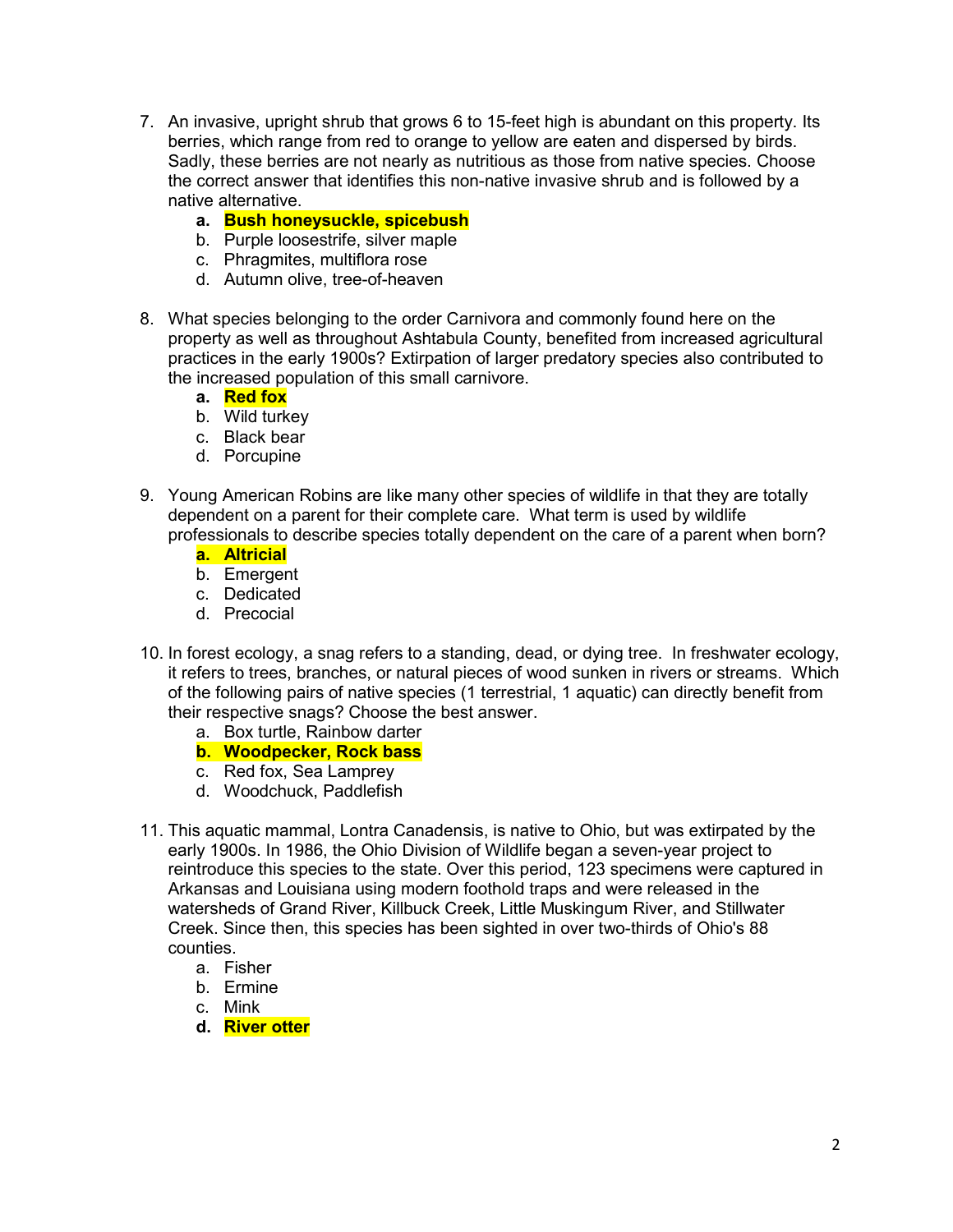7. An invasive, upright shrub that grows 6 to 15-feet high is abundant on this property. Its berries, which range from red to orange to yellow are eaten and dispersed by birds. Sadly, these berries are not nearly as nutritious as those from native species. Choose the correct answer that identifies this non-native invasive shrub and is followed by a native alternative.
    a. **Bush honeysuckle, spicebush**
    b. Purple loosestrife, silver maple
    c. Phragmites, multiflora rose
    d. Autumn olive, tree-of-heaven

8. What species belonging to the order Carnivora and commonly found here on the property as well as throughout Ashtabula County, benefited from increased agricultural practices in the early 1900s? Extirpation of larger predatory species also contributed to the increased population of this small carnivore.
    a. **Red fox**
    b. Wild turkey
    c. Black bear
    d. Porcupine

9. Young American Robins are like many other species of wildlife in that they are totally dependent on a parent for their complete care. What term is used by wildlife professionals to describe species totally dependent on the care of a parent when born?
    a. **Altricial**
    b. Emergent
    c. Dedicated
    d. Precocial

10. In forest ecology, a snag refers to a standing, dead, or dying tree. In freshwater ecology, it refers to trees, branches, or natural pieces of wood sunken in rivers or streams. Which of the following pairs of native species (1 terrestrial, 1 aquatic) can directly benefit from their respective snags? Choose the best answer.
    a. Box turtle, Rainbow darter
    b. **Woodpecker, Rock bass**
    c. Red fox, Sea Lamprey
    d. Woodchuck, Paddlefish

11. This aquatic mammal, Lontra Canadensis, is native to Ohio, but was extirpated by the early 1900s. In 1986, the Ohio Division of Wildlife began a seven-year project to reintroduce this species to the state. Over this period, 123 specimens were captured in Arkansas and Louisiana using modern foothold traps and were released in the watersheds of Grand River, Killbuck Creek, Little Muskingum River, and Stillwater Creek. Since then, this species has been sighted in over two-thirds of Ohio's 88 counties.
    a. Fisher
    b. Ermine
    c. Mink
    d. **River otter**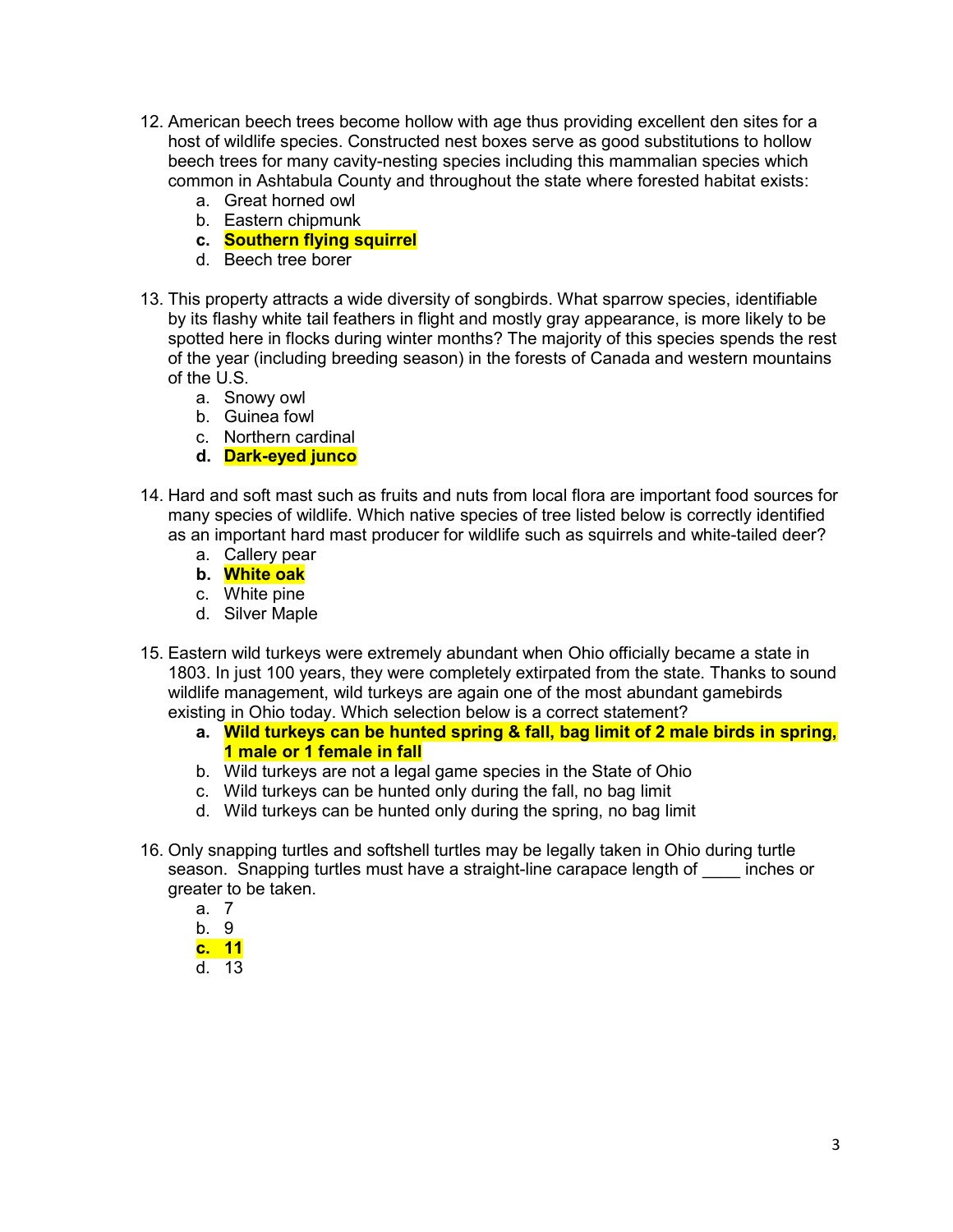12. American beech trees become hollow with age thus providing excellent den sites for a host of wildlife species. Constructed nest boxes serve as good substitutions to hollow beech trees for many cavity-nesting species including this mammalian species which common in Ashtabula County and throughout the state where forested habitat exists:
    a. Great horned owl
    b. Eastern chipmunk
    **c. Southern flying squirrel**
    d. Beech tree borer

13. This property attracts a wide diversity of songbirds. What sparrow species, identifiable by its flashy white tail feathers in flight and mostly gray appearance, is more likely to be spotted here in flocks during winter months? The majority of this species spends the rest of the year (including breeding season) in the forests of Canada and western mountains of the U.S.
    a. Snowy owl
    b. Guinea fowl
    c. Northern cardinal
    **d. Dark-eyed junco**

14. Hard and soft mast such as fruits and nuts from local flora are important food sources for many species of wildlife. Which native species of tree listed below is correctly identified as an important hard mast producer for wildlife such as squirrels and white-tailed deer?
    a. Callery pear
    **b. White oak**
    c. White pine
    d. Silver Maple

15. Eastern wild turkeys were extremely abundant when Ohio officially became a state in 1803. In just 100 years, they were completely extirpated from the state. Thanks to sound wildlife management, wild turkeys are again one of the most abundant gamebirds existing in Ohio today. Which selection below is a correct statement?
    **a. Wild turkeys can be hunted spring & fall, bag limit of 2 male birds in spring, 1 male or 1 female in fall**
    b. Wild turkeys are not a legal game species in the State of Ohio
    c. Wild turkeys can be hunted only during the fall, no bag limit
    d. Wild turkeys can be hunted only during the spring, no bag limit

16. Only snapping turtles and softshell turtles may be legally taken in Ohio during turtle season. Snapping turtles must have a straight-line carapace length of ____ inches or greater to be taken.
    a. 7
    b. 9
    **c. 11**
    d. 13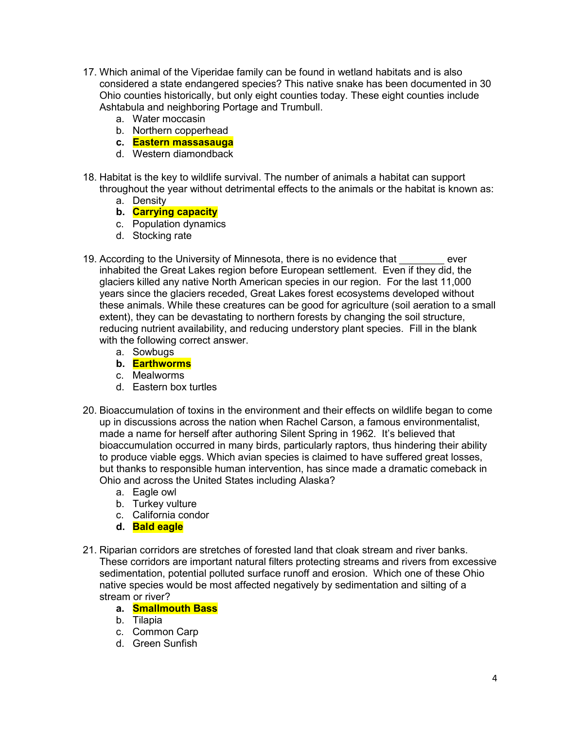17. Which animal of the Viperidae family can be found in wetland habitats and is also considered a state endangered species? This native snake has been documented in 30 Ohio counties historically, but only eight counties today. These eight counties include Ashtabula and neighboring Portage and Trumbull.
    a. Water moccasin
    b. Northern copperhead
    **c. Eastern massasauga**
    d. Western diamondback

18. Habitat is the key to wildlife survival. The number of animals a habitat can support throughout the year without detrimental effects to the animals or the habitat is known as:
    a. Density
    **b. Carrying capacity**
    c. Population dynamics
    d. Stocking rate

19. According to the University of Minnesota, there is no evidence that ________ ever inhabited the Great Lakes region before European settlement. Even if they did, the glaciers killed any native North American species in our region. For the last 11,000 years since the glaciers receded, Great Lakes forest ecosystems developed without these animals. While these creatures can be good for agriculture (soil aeration to a small extent), they can be devastating to northern forests by changing the soil structure, reducing nutrient availability, and reducing understory plant species. Fill in the blank with the following correct answer.
    a. Sowbugs
    **b. Earthworms**
    c. Mealworms
    d. Eastern box turtles

20. Bioaccumulation of toxins in the environment and their effects on wildlife began to come up in discussions across the nation when Rachel Carson, a famous environmentalist, made a name for herself after authoring Silent Spring in 1962. It's believed that bioaccumulation occurred in many birds, particularly raptors, thus hindering their ability to produce viable eggs. Which avian species is claimed to have suffered great losses, but thanks to responsible human intervention, has since made a dramatic comeback in Ohio and across the United States including Alaska?
    a. Eagle owl
    b. Turkey vulture
    c. California condor
    **d. Bald eagle**

21. Riparian corridors are stretches of forested land that cloak stream and river banks. These corridors are important natural filters protecting streams and rivers from excessive sedimentation, potential polluted surface runoff and erosion. Which one of these Ohio native species would be most affected negatively by sedimentation and silting of a stream or river?
    **a. Smallmouth Bass**
    b. Tilapia
    c. Common Carp
    d. Green Sunfish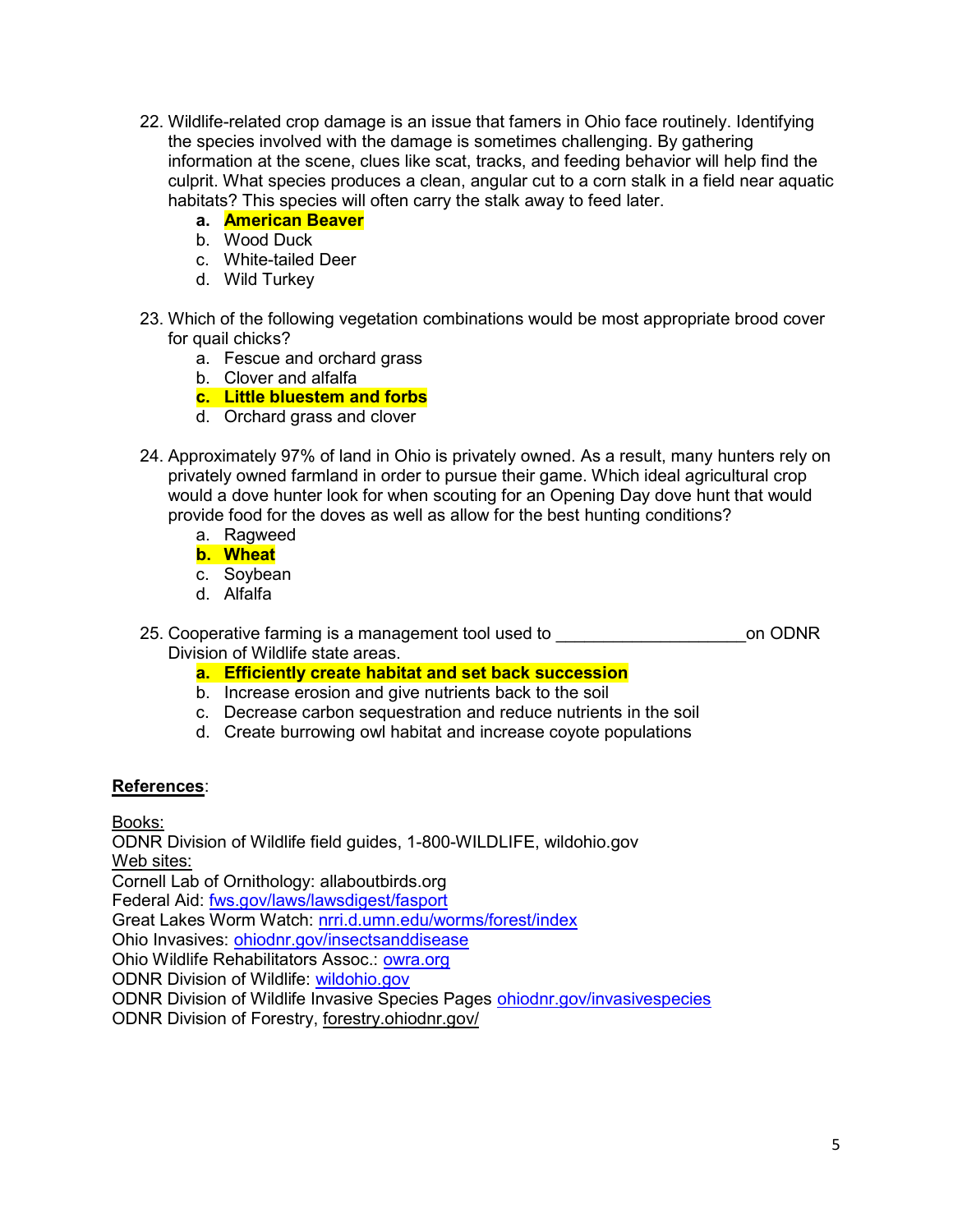22. Wildlife-related crop damage is an issue that famers in Ohio face routinely. Identifying the species involved with the damage is sometimes challenging. By gathering information at the scene, clues like scat, tracks, and feeding behavior will help find the culprit. What species produces a clean, angular cut to a corn stalk in a field near aquatic habitats? This species will often carry the stalk away to feed later.
    - **a. American Beaver**
    - b. Wood Duck
    - c. White-tailed Deer
    - d. Wild Turkey

23. Which of the following vegetation combinations would be most appropriate brood cover for quail chicks?
    - a. Fescue and orchard grass
    - b. Clover and alfalfa
    - **c. Little bluestem and forbs**
    - d. Orchard grass and clover

24. Approximately 97% of land in Ohio is privately owned. As a result, many hunters rely on privately owned farmland in order to pursue their game. Which ideal agricultural crop would a dove hunter look for when scouting for an Opening Day dove hunt that would provide food for the doves as well as allow for the best hunting conditions?
    - a. Ragweed
    - **b. Wheat**
    - c. Soybean
    - d. Alfalfa

25. Cooperative farming is a management tool used to ____________________ on ODNR Division of Wildlife state areas.
    - **a. Efficiently create habitat and set back succession**
    - b. Increase erosion and give nutrients back to the soil
    - c. Decrease carbon sequestration and reduce nutrients in the soil
    - d. Create burrowing owl habitat and increase coyote populations

**References**:

Books:
ODNR Division of Wildlife field guides, 1-800-WILDLIFE, wildohio.gov
Web sites:
Cornell Lab of Ornithology: allaboutbirds.org
Federal Aid: fws.gov/laws/lawsdigest/fasport
Great Lakes Worm Watch: nrri.d.umn.edu/worms/forest/index
Ohio Invasives: ohiodnr.gov/insectsanddisease
Ohio Wildlife Rehabilitators Assoc.: owra.org
ODNR Division of Wildlife: wildohio.gov
ODNR Division of Wildlife Invasive Species Pages ohiodnr.gov/invasivespecies
ODNR Division of Forestry, forestry.ohiodnr.gov/